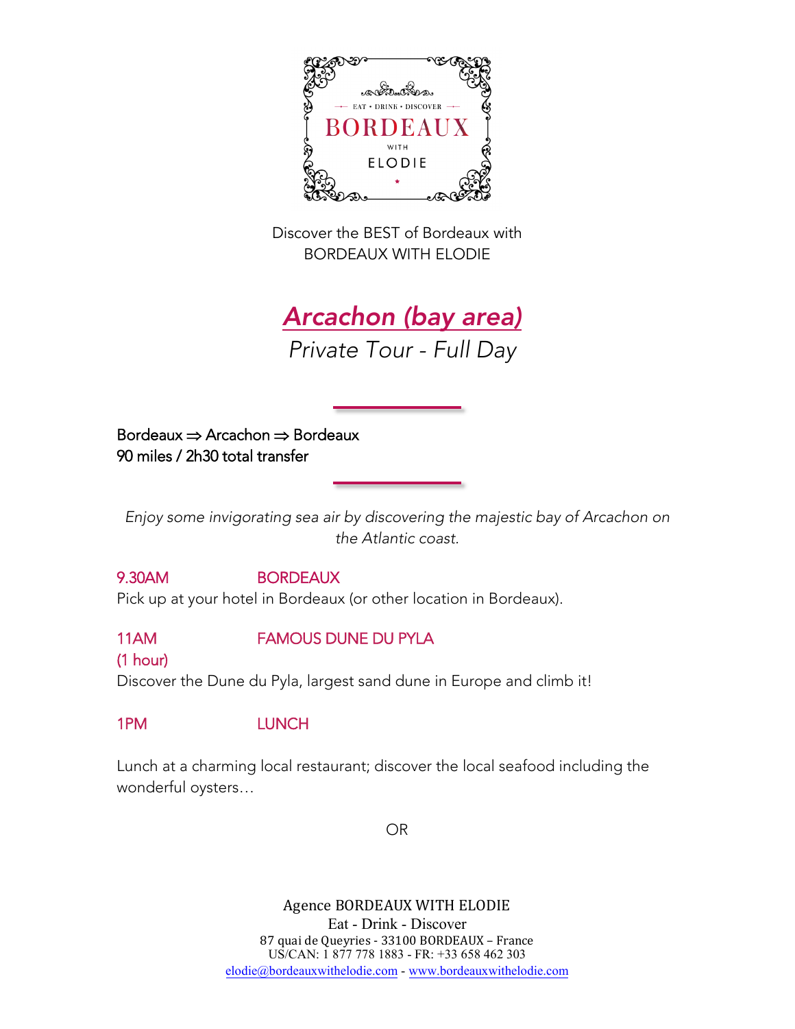EAT • DRINK • DISCOVER

BORDEAUX

WITH

ELODIE

Discover the BEST of Bordeaux with
BORDEAUX WITH ELODIE

# *Arcachon (bay area)*

*Private Tour - Full Day*

---

Bordeaux ⇒ Arcachon ⇒ Bordeaux
90 miles / 2h30 total transfer

---

*Enjoy some invigorating sea air by discovering the majestic bay of Arcachon on the Atlantic coast.*

**9.30AM BORDEAUX**
Pick up at your hotel in Bordeaux (or other location in Bordeaux).

**11AM FAMOUS DUNE DU PYLA**
**(1 hour)**
Discover the Dune du Pyla, largest sand dune in Europe and climb it!

**1PM LUNCH**

Lunch at a charming local restaurant; discover the local seafood including the wonderful oysters…

OR

Agence BORDEAUX WITH ELODIE
Eat - Drink - Discover
87 quai de Queyries - 33100 BORDEAUX – France
US/CAN: 1 877 778 1883 - FR: +33 658 462 303
elodie@bordeauxwithelodie.com - www.bordeauxwithelodie.com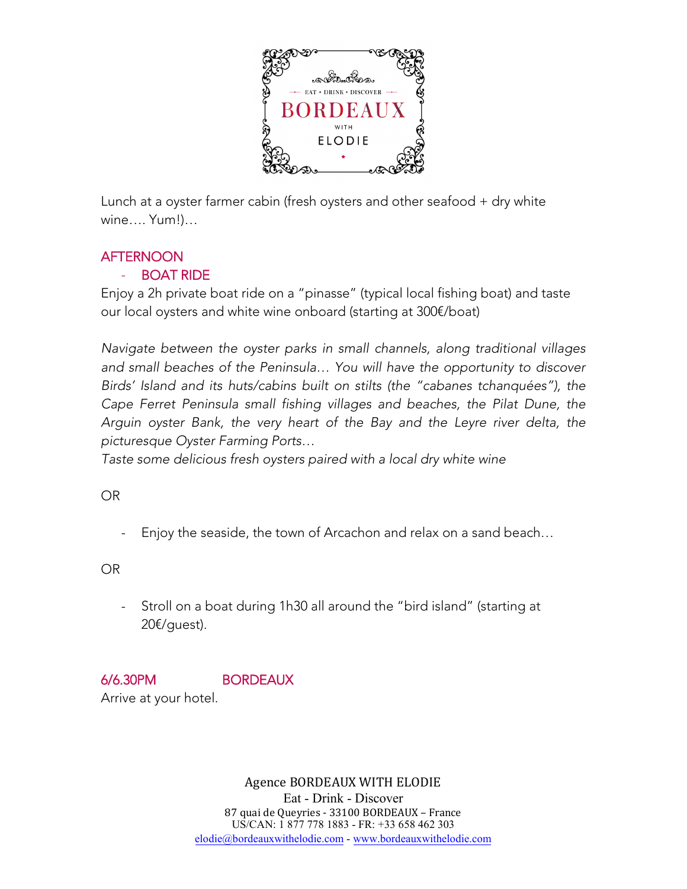Lunch at a oyster farmer cabin (fresh oysters and other seafood + dry white wine…. Yum!)…

## AFTERNOON

- BOAT RIDE

Enjoy a 2h private boat ride on a "pinasse" (typical local fishing boat) and taste our local oysters and white wine onboard (starting at 300€/boat)

*Navigate between the oyster parks in small channels, along traditional villages and small beaches of the Peninsula… You will have the opportunity to discover Birds' Island and its huts/cabins built on stilts (the "cabanes tchanquées"), the Cape Ferret Peninsula small fishing villages and beaches, the Pilat Dune, the Arguin oyster Bank, the very heart of the Bay and the Leyre river delta, the picturesque Oyster Farming Ports…*
*Taste some delicious fresh oysters paired with a local dry white wine*

OR

- Enjoy the seaside, the town of Arcachon and relax on a sand beach…

OR

- Stroll on a boat during 1h30 all around the "bird island" (starting at 20€/guest).

## 6/6.30PM BORDEAUX

Arrive at your hotel.

Agence BORDEAUX WITH ELODIE
Eat - Drink - Discover
87 quai de Queyries - 33100 BORDEAUX – France
US/CAN: 1 877 778 1883 - FR: +33 658 462 303
elodie@bordeauxwithelodie.com - www.bordeauxwithelodie.com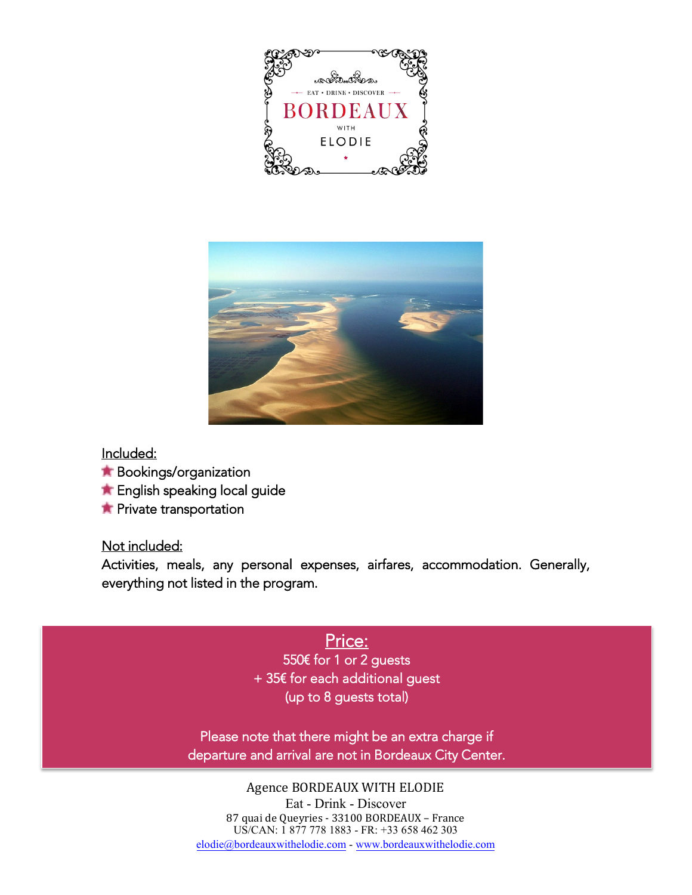EAT • DRINK • DISCOVER

BORDEAUX

WITH

ELODIE

Included:
- Bookings/organization
- English speaking local guide
- Private transportation

Not included:
Activities, meals, any personal expenses, airfares, accommodation. Generally, everything not listed in the program.

**Price:**

550€ for 1 or 2 guests
+ 35€ for each additional guest
(up to 8 guests total)

Please note that there might be an extra charge if departure and arrival are not in Bordeaux City Center.

Agence BORDEAUX WITH ELODIE
Eat - Drink - Discover
87 quai de Queyries - 33100 BORDEAUX – France
US/CAN: 1 877 778 1883 - FR: +33 658 462 303
elodie@bordeauxwithelodie.com - www.bordeauxwithelodie.com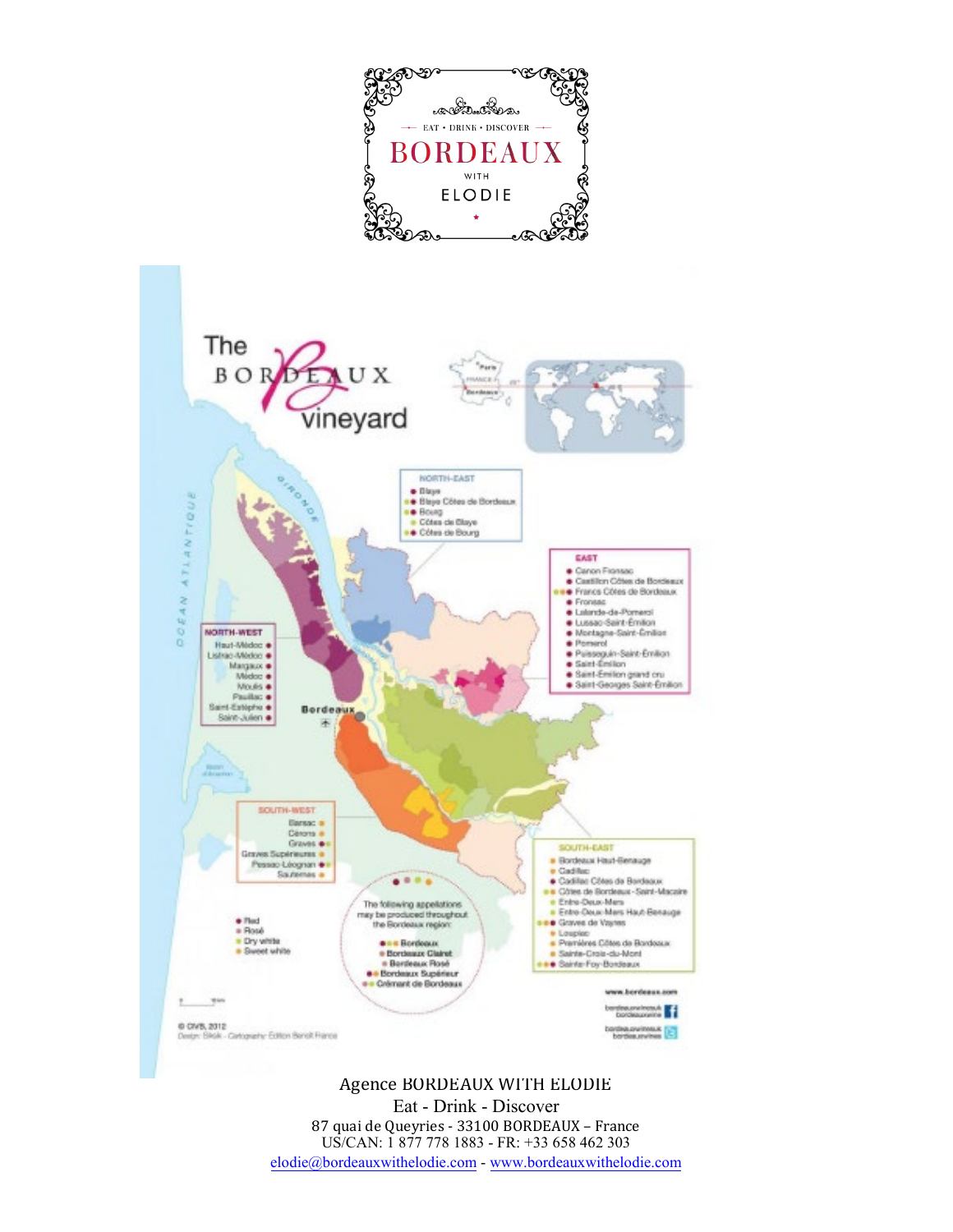EAT • DRINK • DISCOVER

BORDEAUX

WITH

ELODIE

The BORDEAUX vineyard

NORTH-EAST
- Blaye
- Blaye Côtes de Bordeaux
- Bourg
- Côtes de Blaye
- Côtes de Bourg

EAST
- Canon Fronsac
- Castillon Côtes de Bordeaux
- Francs Côtes de Bordeaux
- Fronsac
- Lalande-de-Pomerol
- Lussac-Saint-Émilion
- Montagne-Saint-Émilion
- Pomerol
- Puisseguin-Saint-Émilion
- Saint-Émilion
- Saint-Émilion grand cru
- Saint-Georges Saint-Émilion

NORTH-WEST
- Haut-Médoc
- Listrac-Médoc
- Margaux
- Médoc
- Moulis
- Pauillac
- Saint-Estèphe
- Saint-Julien

SOUTH-WEST
- Barsac
- Cérons
- Graves
- Graves Supérieures
- Pessac-Léognan
- Sauternes

SOUTH-EAST
- Bordeaux Haut-Benauge
- Cadillac
- Cadillac Côtes de Bordeaux
- Côtes de Bordeaux-Saint-Macaire
- Entre-Deux-Mers
- Entre-Deux-Mers Haut-Benauge
- Graves de Vayres
- Loupiac
- Premières Côtes de Bordeaux
- Sainte-Croix-du-Mont
- Sainte-Foy-Bordeaux

The following appellations may be produced throughout the Bordeaux region:
- Bordeaux
- Bordeaux Clairet
- Bordeaux Rosé
- Bordeaux Supérieur
- Crémant de Bordeaux

- Red
- Rosé
- Dry white
- Sweet white

www.bordeaux.com

© CIVB, 2012

Agence BORDEAUX WITH ELODIE
Eat - Drink - Discover
87 quai de Queyries - 33100 BORDEAUX – France
US/CAN: 1 877 778 1883 - FR: +33 658 462 303
elodie@bordeauxwithelodie.com - www.bordeauxwithelodie.com